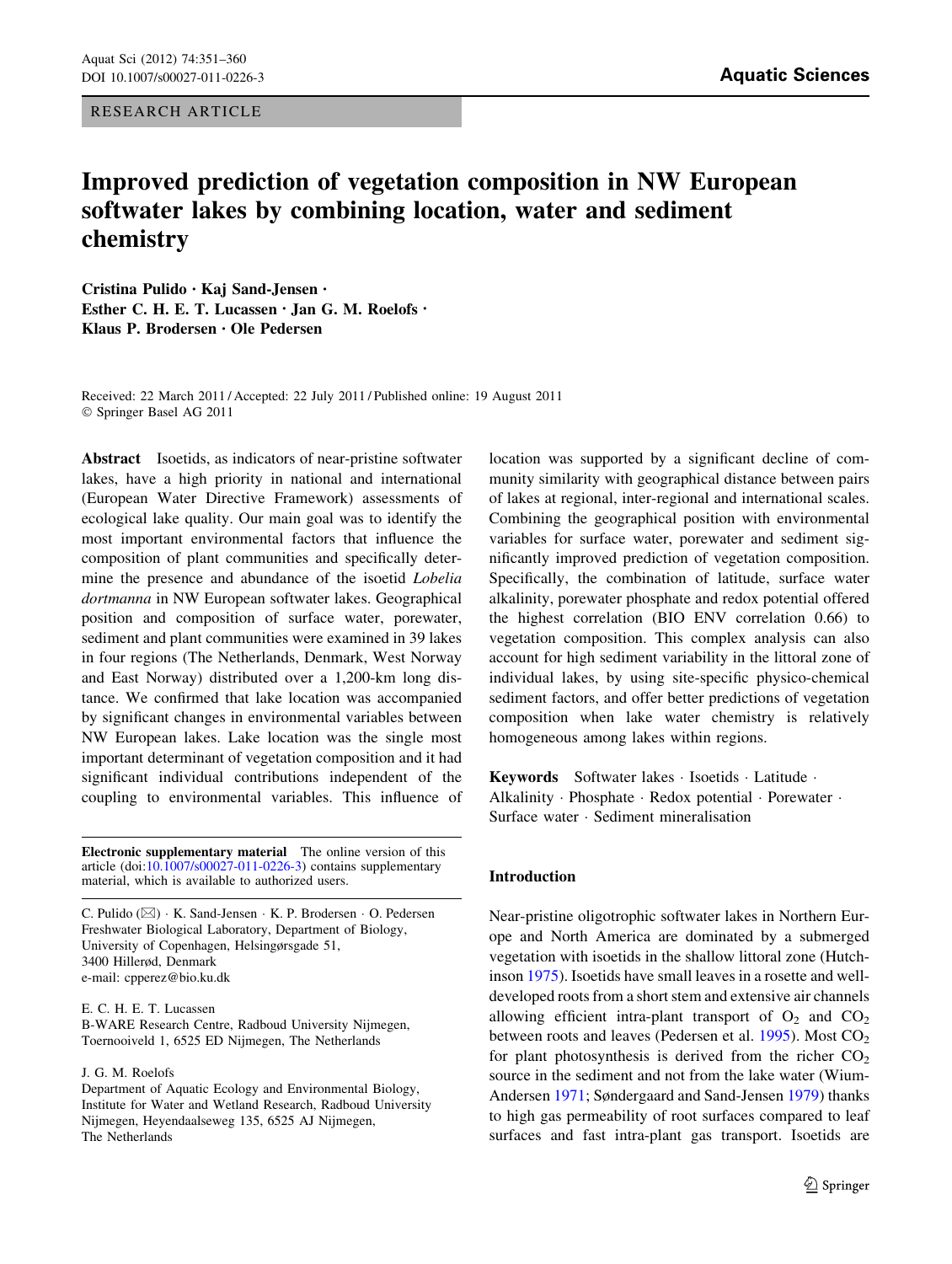RESEARCH ARTICLE

# Improved prediction of vegetation composition in NW European softwater lakes by combining location, water and sediment chemistry

**Cristina Pulido · Kaj Sand-Jensen · Esther C. H. E. T. Lucassen · Jan G. M. Roelofs · Klaus P. Brodersen · Ole Pedersen**

Received: 22 March 2011 / Accepted: 22 July 2011 / Published online: 19 August 2011
© Springer Basel AG 2011

**Abstract** Isoetids, as indicators of near-pristine softwater lakes, have a high priority in national and international (European Water Directive Framework) assessments of ecological lake quality. Our main goal was to identify the most important environmental factors that influence the composition of plant communities and specifically determine the presence and abundance of the isoetid *Lobelia dortmanna* in NW European softwater lakes. Geographical position and composition of surface water, porewater, sediment and plant communities were examined in 39 lakes in four regions (The Netherlands, Denmark, West Norway and East Norway) distributed over a 1,200-km long distance. We confirmed that lake location was accompanied by significant changes in environmental variables between NW European lakes. Lake location was the single most important determinant of vegetation composition and it had significant individual contributions independent of the coupling to environmental variables. This influence of location was supported by a significant decline of community similarity with geographical distance between pairs of lakes at regional, inter-regional and international scales. Combining the geographical position with environmental variables for surface water, porewater and sediment significantly improved prediction of vegetation composition. Specifically, the combination of latitude, surface water alkalinity, porewater phosphate and redox potential offered the highest correlation (BIO ENV correlation 0.66) to vegetation composition. This complex analysis can also account for high sediment variability in the littoral zone of individual lakes, by using site-specific physico-chemical sediment factors, and offer better predictions of vegetation composition when lake water chemistry is relatively homogeneous among lakes within regions.

**Keywords** Softwater lakes · Isoetids · Latitude · Alkalinity · Phosphate · Redox potential · Porewater · Surface water · Sediment mineralisation

**Electronic supplementary material** The online version of this article (doi:10.1007/s00027-011-0226-3) contains supplementary material, which is available to authorized users.

C. Pulido (✉) · K. Sand-Jensen · K. P. Brodersen · O. Pedersen
Freshwater Biological Laboratory, Department of Biology, University of Copenhagen, Helsingørsgade 51, 3400 Hillerød, Denmark
e-mail: cpperez@bio.ku.dk

E. C. H. E. T. Lucassen
B-WARE Research Centre, Radboud University Nijmegen, Toernooiveld 1, 6525 ED Nijmegen, The Netherlands

J. G. M. Roelofs
Department of Aquatic Ecology and Environmental Biology, Institute for Water and Wetland Research, Radboud University Nijmegen, Heyendaalseweg 135, 6525 AJ Nijmegen, The Netherlands

## Introduction

Near-pristine oligotrophic softwater lakes in Northern Europe and North America are dominated by a submerged vegetation with isoetids in the shallow littoral zone (Hutchinson 1975). Isoetids have small leaves in a rosette and well-developed roots from a short stem and extensive air channels allowing efficient intra-plant transport of $O_2$ and $CO_2$ between roots and leaves (Pedersen et al. 1995). Most $CO_2$ for plant photosynthesis is derived from the richer $CO_2$ source in the sediment and not from the lake water (Wium-Andersen 1971; Søndergaard and Sand-Jensen 1979) thanks to high gas permeability of root surfaces compared to leaf surfaces and fast intra-plant gas transport. Isoetids are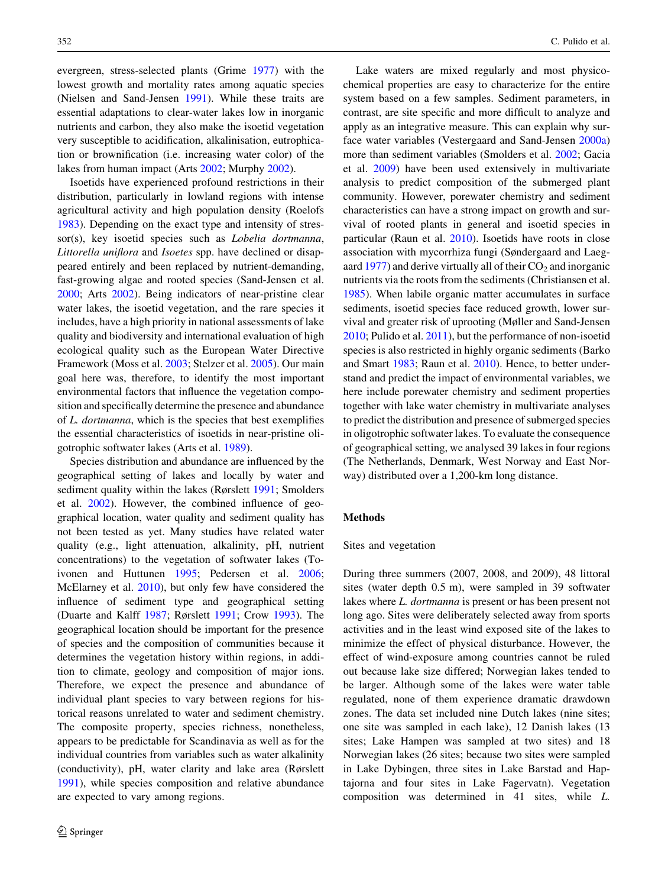evergreen, stress-selected plants (Grime 1977) with the lowest growth and mortality rates among aquatic species (Nielsen and Sand-Jensen 1991). While these traits are essential adaptations to clear-water lakes low in inorganic nutrients and carbon, they also make the isoetid vegetation very susceptible to acidification, alkalinisation, eutrophication or brownification (i.e. increasing water color) of the lakes from human impact (Arts 2002; Murphy 2002).

Isoetids have experienced profound restrictions in their distribution, particularly in lowland regions with intense agricultural activity and high population density (Roelofs 1983). Depending on the exact type and intensity of stressor(s), key isoetid species such as *Lobelia dortmanna*, *Littorella uniflora* and *Isoetes* spp. have declined or disappeared entirely and been replaced by nutrient-demanding, fast-growing algae and rooted species (Sand-Jensen et al. 2000; Arts 2002). Being indicators of near-pristine clear water lakes, the isoetid vegetation, and the rare species it includes, have a high priority in national assessments of lake quality and biodiversity and international evaluation of high ecological quality such as the European Water Directive Framework (Moss et al. 2003; Stelzer et al. 2005). Our main goal here was, therefore, to identify the most important environmental factors that influence the vegetation composition and specifically determine the presence and abundance of *L. dortmanna*, which is the species that best exemplifies the essential characteristics of isoetids in near-pristine oligotrophic softwater lakes (Arts et al. 1989).

Species distribution and abundance are influenced by the geographical setting of lakes and locally by water and sediment quality within the lakes (Rørslett 1991; Smolders et al. 2002). However, the combined influence of geographical location, water quality and sediment quality has not been tested as yet. Many studies have related water quality (e.g., light attenuation, alkalinity, pH, nutrient concentrations) to the vegetation of softwater lakes (Toivonen and Huttunen 1995; Pedersen et al. 2006; McElarney et al. 2010), but only few have considered the influence of sediment type and geographical setting (Duarte and Kalff 1987; Rørslett 1991; Crow 1993). The geographical location should be important for the presence of species and the composition of communities because it determines the vegetation history within regions, in addition to climate, geology and composition of major ions. Therefore, we expect the presence and abundance of individual plant species to vary between regions for historical reasons unrelated to water and sediment chemistry. The composite property, species richness, nonetheless, appears to be predictable for Scandinavia as well as for the individual countries from variables such as water alkalinity (conductivity), pH, water clarity and lake area (Rørslett 1991), while species composition and relative abundance are expected to vary among regions.

Lake waters are mixed regularly and most physico-chemical properties are easy to characterize for the entire system based on a few samples. Sediment parameters, in contrast, are site specific and more difficult to analyze and apply as an integrative measure. This can explain why surface water variables (Vestergaard and Sand-Jensen 2000a) more than sediment variables (Smolders et al. 2002; Gacia et al. 2009) have been used extensively in multivariate analysis to predict composition of the submerged plant community. However, porewater chemistry and sediment characteristics can have a strong impact on growth and survival of rooted plants in general and isoetid species in particular (Raun et al. 2010). Isoetids have roots in close association with mycorrhiza fungi (Søndergaard and Laegaard 1977) and derive virtually all of their $CO_2$ and inorganic nutrients via the roots from the sediments (Christiansen et al. 1985). When labile organic matter accumulates in surface sediments, isoetid species face reduced growth, lower survival and greater risk of uprooting (Møller and Sand-Jensen 2010; Pulido et al. 2011), but the performance of non-isoetid species is also restricted in highly organic sediments (Barko and Smart 1983; Raun et al. 2010). Hence, to better understand and predict the impact of environmental variables, we here include porewater chemistry and sediment properties together with lake water chemistry in multivariate analyses to predict the distribution and presence of submerged species in oligotrophic softwater lakes. To evaluate the consequence of geographical setting, we analysed 39 lakes in four regions (The Netherlands, Denmark, West Norway and East Norway) distributed over a 1,200-km long distance.

## Methods

### Sites and vegetation

During three summers (2007, 2008, and 2009), 48 littoral sites (water depth 0.5 m), were sampled in 39 softwater lakes where *L. dortmanna* is present or has been present not long ago. Sites were deliberately selected away from sports activities and in the least wind exposed site of the lakes to minimize the effect of physical disturbance. However, the effect of wind-exposure among countries cannot be ruled out because lake size differed; Norwegian lakes tended to be larger. Although some of the lakes were water table regulated, none of them experience dramatic drawdown zones. The data set included nine Dutch lakes (nine sites; one site was sampled in each lake), 12 Danish lakes (13 sites; Lake Hampen was sampled at two sites) and 18 Norwegian lakes (26 sites; because two sites were sampled in Lake Dybingen, three sites in Lake Barstad and Haptajorna and four sites in Lake Fagervatn). Vegetation composition was determined in 41 sites, while *L.*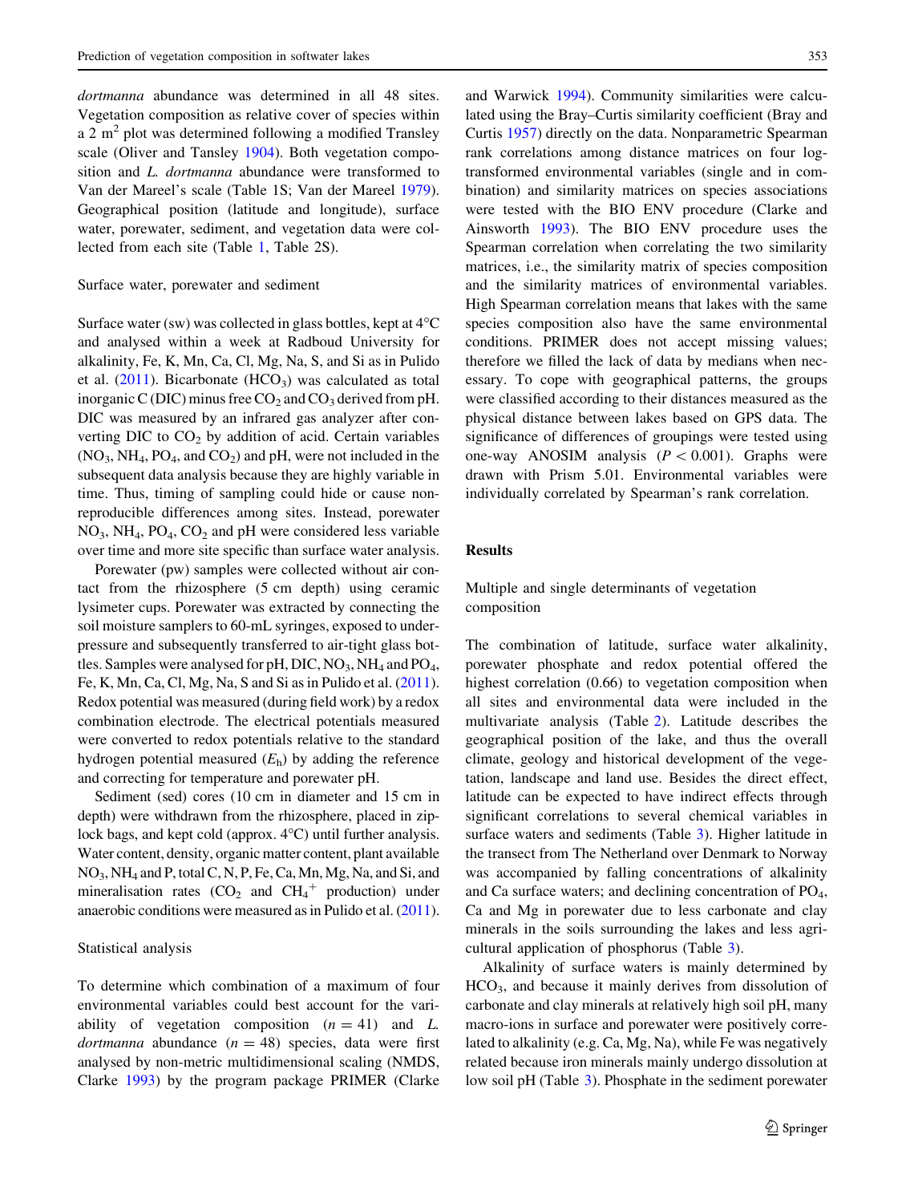*dortmanna* abundance was determined in all 48 sites. Vegetation composition as relative cover of species within a 2 $m^2$ plot was determined following a modified Transley scale (Oliver and Tansley 1904). Both vegetation composition and *L. dortmanna* abundance were transformed to Van der Mareel's scale (Table 1S; Van der Mareel 1979). Geographical position (latitude and longitude), surface water, porewater, sediment, and vegetation data were collected from each site (Table 1, Table 2S).

### Surface water, porewater and sediment

Surface water (sw) was collected in glass bottles, kept at 4°C and analysed within a week at Radboud University for alkalinity, Fe, K, Mn, Ca, Cl, Mg, Na, S, and Si as in Pulido et al. (2011). Bicarbonate ($HCO_3$) was calculated as total inorganic C (DIC) minus free $CO_2$ and $CO_3$ derived from pH. DIC was measured by an infrared gas analyzer after converting DIC to $CO_2$ by addition of acid. Certain variables ($NO_3$, $NH_4$, $PO_4$, and $CO_2$) and pH, were not included in the subsequent data analysis because they are highly variable in time. Thus, timing of sampling could hide or cause non-reproducible differences among sites. Instead, porewater $NO_3$, $NH_4$, $PO_4$, $CO_2$ and pH were considered less variable over time and more site specific than surface water analysis.

Porewater (pw) samples were collected without air contact from the rhizosphere (5 cm depth) using ceramic lysimeter cups. Porewater was extracted by connecting the soil moisture samplers to 60-mL syringes, exposed to underpressure and subsequently transferred to air-tight glass bottles. Samples were analysed for pH, DIC, $NO_3$, $NH_4$ and $PO_4$, Fe, K, Mn, Ca, Cl, Mg, Na, S and Si as in Pulido et al. (2011). Redox potential was measured (during field work) by a redox combination electrode. The electrical potentials measured were converted to redox potentials relative to the standard hydrogen potential measured ($E_h$) by adding the reference and correcting for temperature and porewater pH.

Sediment (sed) cores (10 cm in diameter and 15 cm in depth) were withdrawn from the rhizosphere, placed in zip-lock bags, and kept cold (approx. 4°C) until further analysis. Water content, density, organic matter content, plant available $NO_3$, $NH_4$ and P, total C, N, P, Fe, Ca, Mn, Mg, Na, and Si, and mineralisation rates ($CO_2$ and $CH_4^+$ production) under anaerobic conditions were measured as in Pulido et al. (2011).

### Statistical analysis

To determine which combination of a maximum of four environmental variables could best account for the variability of vegetation composition ($n = 41$) and *L. dortmanna* abundance ($n = 48$) species, data were first analysed by non-metric multidimensional scaling (NMDS, Clarke 1993) by the program package PRIMER (Clarke and Warwick 1994). Community similarities were calculated using the Bray–Curtis similarity coefficient (Bray and Curtis 1957) directly on the data. Nonparametric Spearman rank correlations among distance matrices on four log-transformed environmental variables (single and in combination) and similarity matrices on species associations were tested with the BIO ENV procedure (Clarke and Ainsworth 1993). The BIO ENV procedure uses the Spearman correlation when correlating the two similarity matrices, i.e., the similarity matrix of species composition and the similarity matrices of environmental variables. High Spearman correlation means that lakes with the same species composition also have the same environmental conditions. PRIMER does not accept missing values; therefore we filled the lack of data by medians when necessary. To cope with geographical patterns, the groups were classified according to their distances measured as the physical distance between lakes based on GPS data. The significance of differences of groupings were tested using one-way ANOSIM analysis ($P < 0.001$). Graphs were drawn with Prism 5.01. Environmental variables were individually correlated by Spearman's rank correlation.

## Results

### Multiple and single determinants of vegetation composition

The combination of latitude, surface water alkalinity, porewater phosphate and redox potential offered the highest correlation (0.66) to vegetation composition when all sites and environmental data were included in the multivariate analysis (Table 2). Latitude describes the geographical position of the lake, and thus the overall climate, geology and historical development of the vegetation, landscape and land use. Besides the direct effect, latitude can be expected to have indirect effects through significant correlations to several chemical variables in surface waters and sediments (Table 3). Higher latitude in the transect from The Netherland over Denmark to Norway was accompanied by falling concentrations of alkalinity and Ca surface waters; and declining concentration of $PO_4$, Ca and Mg in porewater due to less carbonate and clay minerals in the soils surrounding the lakes and less agricultural application of phosphorus (Table 3).

Alkalinity of surface waters is mainly determined by $HCO_3$, and because it mainly derives from dissolution of carbonate and clay minerals at relatively high soil pH, many macro-ions in surface and porewater were positively correlated to alkalinity (e.g. Ca, Mg, Na), while Fe was negatively related because iron minerals mainly undergo dissolution at low soil pH (Table 3). Phosphate in the sediment porewater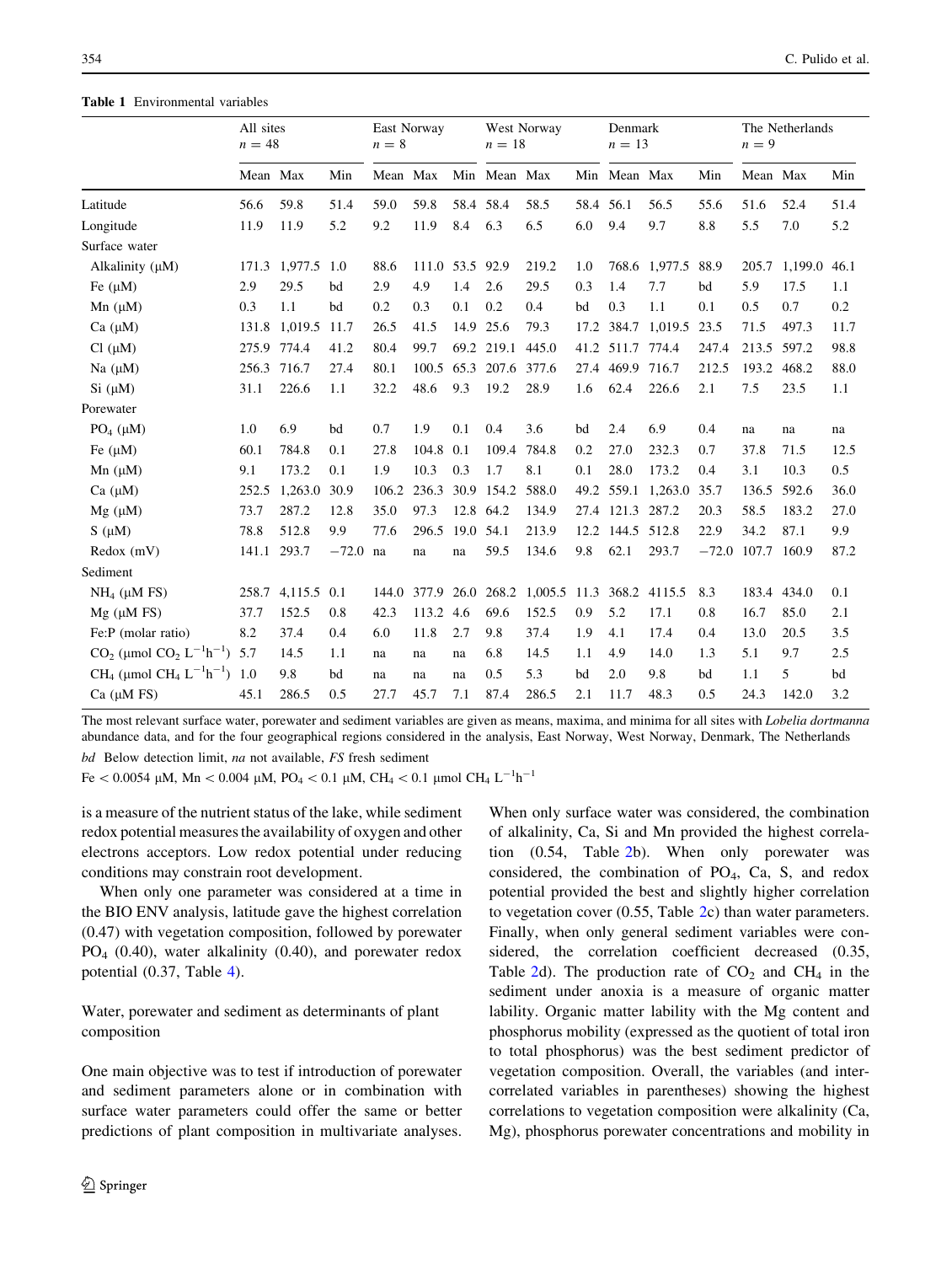**Table 1** Environmental variables

| | All sites $n = 48$ | | | East Norway $n = 8$ | | | West Norway $n = 18$ | | | Denmark $n = 13$ | | | The Netherlands $n = 9$ | | |
|---|---|---|---|---|---|---|---|---|---|---|---|---|---|---|---|
| | Mean | Max | Min | Mean | Max | Min | Mean | Max | Min | Mean | Max | Min | Mean | Max | Min |
| Latitude | 56.6 | 59.8 | 51.4 | 59.0 | 59.8 | 58.4 | 58.4 | 58.5 | 58.4 | 56.1 | 56.5 | 55.6 | 51.6 | 52.4 | 51.4 |
| Longitude | 11.9 | 11.9 | 5.2 | 9.2 | 11.9 | 8.4 | 6.3 | 6.5 | 6.0 | 9.4 | 9.7 | 8.8 | 5.5 | 7.0 | 5.2 |
| Surface water | | | | | | | | | | | | | | | |
| Alkalinity (μM) | 171.3 | 1,977.5 | 1.0 | 88.6 | 111.0 | 53.5 | 92.9 | 219.2 | 1.0 | 768.6 | 1,977.5 | 88.9 | 205.7 | 1,199.0 | 46.1 |
| Fe (μM) | 2.9 | 29.5 | bd | 2.9 | 4.9 | 1.4 | 2.6 | 29.5 | 0.3 | 1.4 | 7.7 | bd | 5.9 | 17.5 | 1.1 |
| Mn (μM) | 0.3 | 1.1 | bd | 0.2 | 0.3 | 0.1 | 0.2 | 0.4 | bd | 0.3 | 1.1 | 0.1 | 0.5 | 0.7 | 0.2 |
| Ca (μM) | 131.8 | 1,019.5 | 11.7 | 26.5 | 41.5 | 14.9 | 25.6 | 79.3 | 17.2 | 384.7 | 1,019.5 | 23.5 | 71.5 | 497.3 | 11.7 |
| Cl (μM) | 275.9 | 774.4 | 41.2 | 80.4 | 99.7 | 69.2 | 219.1 | 445.0 | 41.2 | 511.7 | 774.4 | 247.4 | 213.5 | 597.2 | 98.8 |
| Na (μM) | 256.3 | 716.7 | 27.4 | 80.1 | 100.5 | 65.3 | 207.6 | 377.6 | 27.4 | 469.9 | 716.7 | 212.5 | 193.2 | 468.2 | 88.0 |
| Si (μM) | 31.1 | 226.6 | 1.1 | 32.2 | 48.6 | 9.3 | 19.2 | 28.9 | 1.6 | 62.4 | 226.6 | 2.1 | 7.5 | 23.5 | 1.1 |
| Porewater | | | | | | | | | | | | | | | |
| $PO_4$ (μM) | 1.0 | 6.9 | bd | 0.7 | 1.9 | 0.1 | 0.4 | 3.6 | bd | 2.4 | 6.9 | 0.4 | na | na | na |
| Fe (μM) | 60.1 | 784.8 | 0.1 | 27.8 | 104.8 | 0.1 | 109.4 | 784.8 | 0.2 | 27.0 | 232.3 | 0.7 | 37.8 | 71.5 | 12.5 |
| Mn (μM) | 9.1 | 173.2 | 0.1 | 1.9 | 10.3 | 0.3 | 1.7 | 8.1 | 0.1 | 28.0 | 173.2 | 0.4 | 3.1 | 10.3 | 0.5 |
| Ca (μM) | 252.5 | 1,263.0 | 30.9 | 106.2 | 236.3 | 30.9 | 154.2 | 588.0 | 49.2 | 559.1 | 1,263.0 | 35.7 | 136.5 | 592.6 | 36.0 |
| Mg (μM) | 73.7 | 287.2 | 12.8 | 35.0 | 97.3 | 12.8 | 64.2 | 134.9 | 27.4 | 121.3 | 287.2 | 20.3 | 58.5 | 183.2 | 27.0 |
| S (μM) | 78.8 | 512.8 | 9.9 | 77.6 | 296.5 | 19.0 | 54.1 | 213.9 | 12.2 | 144.5 | 512.8 | 22.9 | 34.2 | 87.1 | 9.9 |
| Redox (mV) | 141.1 | 293.7 | −72.0 | na | na | na | 59.5 | 134.6 | 9.8 | 62.1 | 293.7 | −72.0 | 107.7 | 160.9 | 87.2 |
| Sediment | | | | | | | | | | | | | | | |
| $NH_4$ (μM FS) | 258.7 | 4,115.5 | 0.1 | 144.0 | 377.9 | 26.0 | 268.2 | 1,005.5 | 11.3 | 368.2 | 4115.5 | 8.3 | 183.4 | 434.0 | 0.1 |
| Mg (μM FS) | 37.7 | 152.5 | 0.8 | 42.3 | 113.2 | 4.6 | 69.6 | 152.5 | 0.9 | 5.2 | 17.1 | 0.8 | 16.7 | 85.0 | 2.1 |
| Fe:P (molar ratio) | 8.2 | 37.4 | 0.4 | 6.0 | 11.8 | 2.7 | 9.8 | 37.4 | 1.9 | 4.1 | 17.4 | 0.4 | 13.0 | 20.5 | 3.5 |
| $CO_2$ (μmol $CO_2$ $L^{-1}h^{-1}$) | 5.7 | 14.5 | 1.1 | na | na | na | 6.8 | 14.5 | 1.1 | 4.9 | 14.0 | 1.3 | 5.1 | 9.7 | 2.5 |
| $CH_4$ (μmol $CH_4$ $L^{-1}h^{-1}$) | 1.0 | 9.8 | bd | na | na | na | 0.5 | 5.3 | bd | 2.0 | 9.8 | bd | 1.1 | 5 | bd |
| Ca (μM FS) | 45.1 | 286.5 | 0.5 | 27.7 | 45.7 | 7.1 | 87.4 | 286.5 | 2.1 | 11.7 | 48.3 | 0.5 | 24.3 | 142.0 | 3.2 |

The most relevant surface water, porewater and sediment variables are given as means, maxima, and minima for all sites with *Lobelia dortmanna* abundance data, and for the four geographical regions considered in the analysis, East Norway, West Norway, Denmark, The Netherlands

*bd* Below detection limit, *na* not available, *FS* fresh sediment

Fe < 0.0054 μM, Mn < 0.004 μM, $PO_4$ < 0.1 μM, $CH_4$ < 0.1 μmol $CH_4$ $L^{-1}h^{-1}$

is a measure of the nutrient status of the lake, while sediment redox potential measures the availability of oxygen and other electrons acceptors. Low redox potential under reducing conditions may constrain root development.

When only one parameter was considered at a time in the BIO ENV analysis, latitude gave the highest correlation (0.47) with vegetation composition, followed by porewater $PO_4$ (0.40), water alkalinity (0.40), and porewater redox potential (0.37, Table 4).

Water, porewater and sediment as determinants of plant composition

One main objective was to test if introduction of porewater and sediment parameters alone or in combination with surface water parameters could offer the same or better predictions of plant composition in multivariate analyses. When only surface water was considered, the combination of alkalinity, Ca, Si and Mn provided the highest correlation (0.54, Table 2b). When only porewater was considered, the combination of $PO_4$, Ca, S, and redox potential provided the best and slightly higher correlation to vegetation cover (0.55, Table 2c) than water parameters. Finally, when only general sediment variables were considered, the correlation coefficient decreased (0.35, Table 2d). The production rate of $CO_2$ and $CH_4$ in the sediment under anoxia is a measure of organic matter lability. Organic matter lability with the Mg content and phosphorus mobility (expressed as the quotient of total iron to total phosphorus) was the best sediment predictor of vegetation composition. Overall, the variables (and intercorrelated variables in parentheses) showing the highest correlations to vegetation composition were alkalinity (Ca, Mg), phosphorus porewater concentrations and mobility in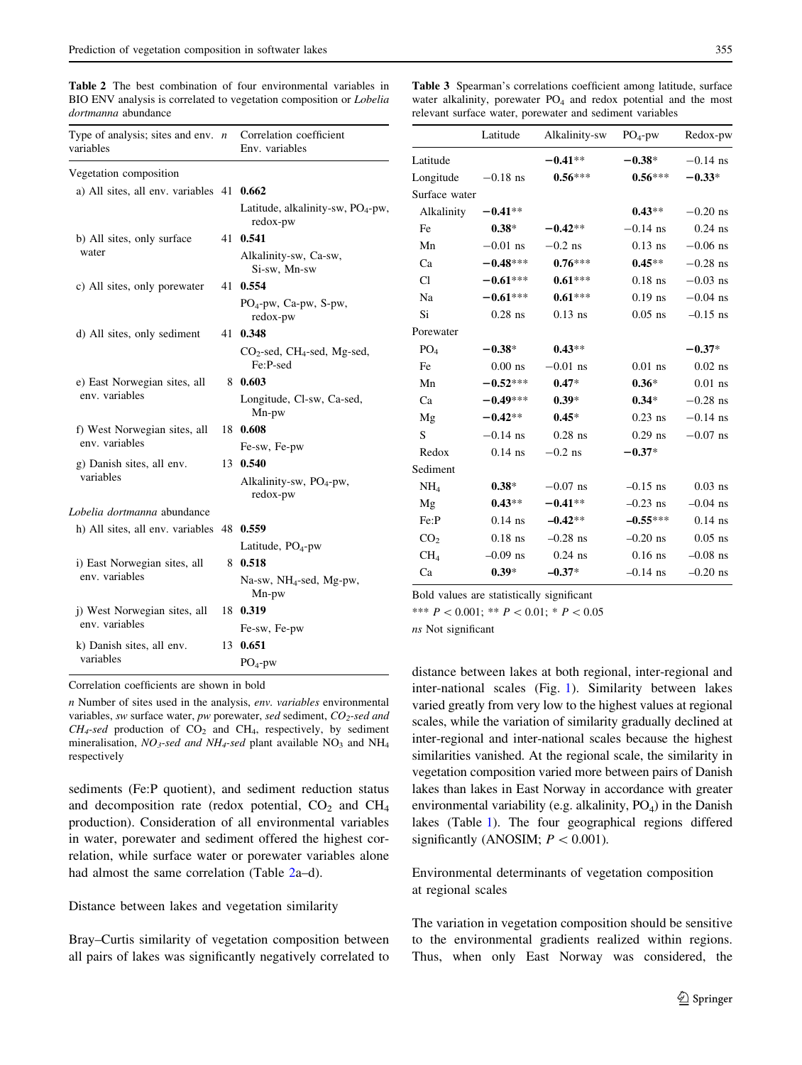**Table 2** The best combination of four environmental variables in BIO ENV analysis is correlated to vegetation composition or *Lobelia dortmanna* abundance

| Type of analysis; sites and env. variables | *n* | Correlation coefficient Env. variables |
|---|---|---|
| Vegetation composition | | |
| a) All sites, all env. variables | 41 | **0.662** |
| | | Latitude, alkalinity-sw, $PO_4$-pw, redox-pw |
| b) All sites, only surface water | 41 | **0.541** |
| | | Alkalinity-sw, Ca-sw, Si-sw, Mn-sw |
| c) All sites, only porewater | 41 | **0.554** |
| | | $PO_4$-pw, Ca-pw, S-pw, redox-pw |
| d) All sites, only sediment | 41 | **0.348** |
| | | $CO_2$-sed, $CH_4$-sed, Mg-sed, Fe:P-sed |
| e) East Norwegian sites, all env. variables | 8 | **0.603** |
| | | Longitude, Cl-sw, Ca-sed, Mn-pw |
| f) West Norwegian sites, all env. variables | 18 | **0.608** |
| | | Fe-sw, Fe-pw |
| g) Danish sites, all env. variables | 13 | **0.540** |
| | | Alkalinity-sw, $PO_4$-pw, redox-pw |
| *Lobelia dortmanna* abundance | | |
| h) All sites, all env. variables | 48 | **0.559** |
| | | Latitude, $PO_4$-pw |
| i) East Norwegian sites, all env. variables | 8 | **0.518** |
| | | Na-sw, $NH_4$-sed, Mg-pw, Mn-pw |
| j) West Norwegian sites, all env. variables | 18 | **0.319** |
| | | Fe-sw, Fe-pw |
| k) Danish sites, all env. variables | 13 | **0.651** |
| | | $PO_4$-pw |

Correlation coefficients are shown in bold

*n* Number of sites used in the analysis, *env. variables* environmental variables, *sw* surface water, *pw* porewater, *sed* sediment, *$CO_2$-sed and $CH_4$-sed* production of $CO_2$ and $CH_4$, respectively, by sediment mineralisation, *$NO_3$-sed and $NH_4$-sed* plant available $NO_3$ and $NH_4$ respectively

sediments (Fe:P quotient), and sediment reduction status and decomposition rate (redox potential, $CO_2$ and $CH_4$ production). Consideration of all environmental variables in water, porewater and sediment offered the highest correlation, while surface water or porewater variables alone had almost the same correlation (Table 2a–d).

### Distance between lakes and vegetation similarity

Bray–Curtis similarity of vegetation composition between all pairs of lakes was significantly negatively correlated to distance between lakes at both regional, inter-regional and inter-national scales (Fig. 1). Similarity between lakes varied greatly from very low to the highest values at regional scales, while the variation of similarity gradually declined at inter-regional and inter-national scales because the highest similarities vanished. At the regional scale, the similarity in vegetation composition varied more between pairs of Danish lakes than lakes in East Norway in accordance with greater environmental variability (e.g. alkalinity, $PO_4$) in the Danish lakes (Table 1). The four geographical regions differed significantly (ANOSIM; $P < 0.001$).

**Table 3** Spearman's correlations coefficient among latitude, surface water alkalinity, porewater $PO_4$ and redox potential and the most relevant surface water, porewater and sediment variables

| | Latitude | Alkalinity-sw | $PO_4$-pw | Redox-pw |
|---|---|---|---|---|
| Latitude | | **−0.41**** | **−0.38*** | −0.14 ns |
| Longitude | −0.18 ns | **0.56***** | **0.56***** | **−0.33*** |
| Surface water | | | | |
| Alkalinity | **−0.41**** | | **0.43**** | −0.20 ns |
| Fe | **0.38*** | **−0.42**** | −0.14 ns | 0.24 ns |
| Mn | −0.01 ns | −0.2 ns | 0.13 ns | −0.06 ns |
| Ca | **−0.48***** | **0.76***** | **0.45**** | −0.28 ns |
| Cl | **−0.61***** | **0.61***** | 0.18 ns | −0.03 ns |
| Na | **−0.61***** | **0.61***** | 0.19 ns | −0.04 ns |
| Si | 0.28 ns | 0.13 ns | 0.05 ns | −0.15 ns |
| Porewater | | | | |
| $PO_4$ | **−0.38*** | **0.43**** | | **−0.37*** |
| Fe | 0.00 ns | −0.01 ns | 0.01 ns | 0.02 ns |
| Mn | **−0.52***** | **0.47*** | **0.36*** | 0.01 ns |
| Ca | **−0.49***** | **0.39*** | **0.34*** | −0.28 ns |
| Mg | **−0.42**** | **0.45*** | 0.23 ns | −0.14 ns |
| S | −0.14 ns | 0.28 ns | 0.29 ns | −0.07 ns |
| Redox | 0.14 ns | −0.2 ns | **−0.37*** | |
| Sediment | | | | |
| $NH_4$ | **0.38*** | −0.07 ns | −0.15 ns | 0.03 ns |
| Mg | **0.43**** | **−0.41**** | −0.23 ns | −0.04 ns |
| Fe:P | 0.14 ns | **−0.42**** | **−0.55***** | 0.14 ns |
| $CO_2$ | 0.18 ns | −0.28 ns | −0.20 ns | 0.05 ns |
| $CH_4$ | −0.09 ns | 0.24 ns | 0.16 ns | −0.08 ns |
| Ca | **0.39*** | **−0.37*** | −0.14 ns | −0.20 ns |

Bold values are statistically significant

*** $P < 0.001$; ** $P < 0.01$; * $P < 0.05$

*ns* Not significant

### Environmental determinants of vegetation composition at regional scales

The variation in vegetation composition should be sensitive to the environmental gradients realized within regions. Thus, when only East Norway was considered, the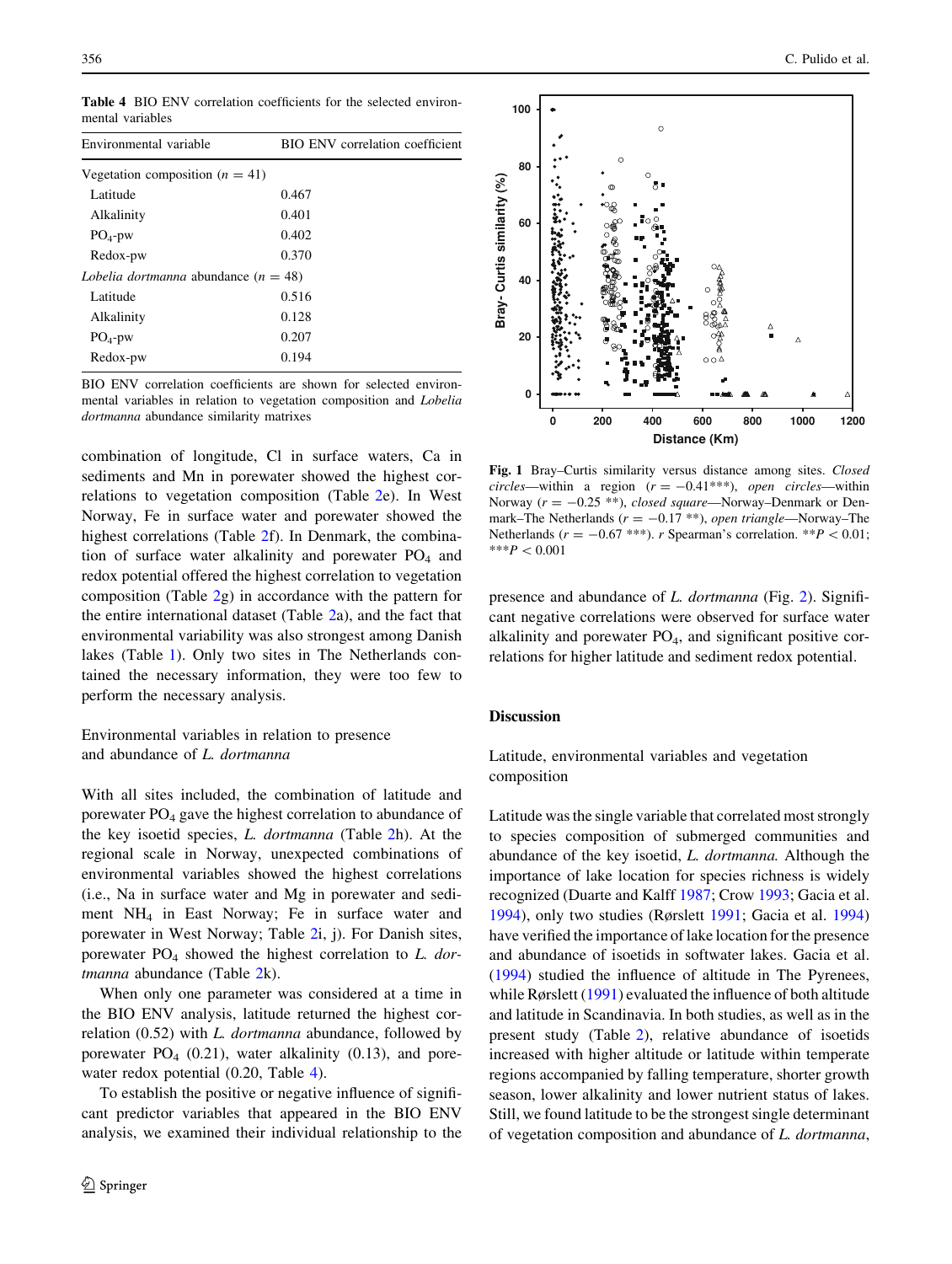**Table 4** BIO ENV correlation coefficients for the selected environmental variables

| Environmental variable | BIO ENV correlation coefficient |
|---|---|
| Vegetation composition ($n = 41$) | |
| Latitude | 0.467 |
| Alkalinity | 0.401 |
| $PO_4$-pw | 0.402 |
| Redox-pw | 0.370 |
| *Lobelia dortmanna* abundance ($n = 48$) | |
| Latitude | 0.516 |
| Alkalinity | 0.128 |
| $PO_4$-pw | 0.207 |
| Redox-pw | 0.194 |

BIO ENV correlation coefficients are shown for selected environmental variables in relation to vegetation composition and *Lobelia dortmanna* abundance similarity matrixes

combination of longitude, Cl in surface waters, Ca in sediments and Mn in porewater showed the highest correlations to vegetation composition (Table 2e). In West Norway, Fe in surface water and porewater showed the highest correlations (Table 2f). In Denmark, the combination of surface water alkalinity and porewater $PO_4$ and redox potential offered the highest correlation to vegetation composition (Table 2g) in accordance with the pattern for the entire international dataset (Table 2a), and the fact that environmental variability was also strongest among Danish lakes (Table 1). Only two sites in The Netherlands contained the necessary information, they were too few to perform the necessary analysis.

### Environmental variables in relation to presence and abundance of *L. dortmanna*

With all sites included, the combination of latitude and porewater $PO_4$ gave the highest correlation to abundance of the key isoetid species, *L. dortmanna* (Table 2h). At the regional scale in Norway, unexpected combinations of environmental variables showed the highest correlations (i.e., Na in surface water and Mg in porewater and sediment $NH_4$ in East Norway; Fe in surface water and porewater in West Norway; Table 2i, j). For Danish sites, porewater $PO_4$ showed the highest correlation to *L. dortmanna* abundance (Table 2k).

When only one parameter was considered at a time in the BIO ENV analysis, latitude returned the highest correlation (0.52) with *L. dortmanna* abundance, followed by porewater $PO_4$ (0.21), water alkalinity (0.13), and porewater redox potential (0.20, Table 4).

To establish the positive or negative influence of significant predictor variables that appeared in the BIO ENV analysis, we examined their individual relationship to the presence and abundance of *L. dortmanna* (Fig. 2). Significant negative correlations were observed for surface water alkalinity and porewater $PO_4$, and significant positive correlations for higher latitude and sediment redox potential.

**Fig. 1** Bray–Curtis similarity versus distance among sites. *Closed circles*—within a region ($r = -0.41$***), *open circles*—within Norway ($r = -0.25$ **), *closed square*—Norway–Denmark or Denmark–The Netherlands ($r = -0.17$ **), *open triangle*—Norway–The Netherlands ($r = -0.67$ ***). *r* Spearman's correlation. **$P < 0.01$; ***$P < 0.001$

## Discussion

### Latitude, environmental variables and vegetation composition

Latitude was the single variable that correlated most strongly to species composition of submerged communities and abundance of the key isoetid, *L. dortmanna.* Although the importance of lake location for species richness is widely recognized (Duarte and Kalff 1987; Crow 1993; Gacia et al. 1994), only two studies (Rørslett 1991; Gacia et al. 1994) have verified the importance of lake location for the presence and abundance of isoetids in softwater lakes. Gacia et al. (1994) studied the influence of altitude in The Pyrenees, while Rørslett (1991) evaluated the influence of both altitude and latitude in Scandinavia. In both studies, as well as in the present study (Table 2), relative abundance of isoetids increased with higher altitude or latitude within temperate regions accompanied by falling temperature, shorter growth season, lower alkalinity and lower nutrient status of lakes. Still, we found latitude to be the strongest single determinant of vegetation composition and abundance of *L. dortmanna*,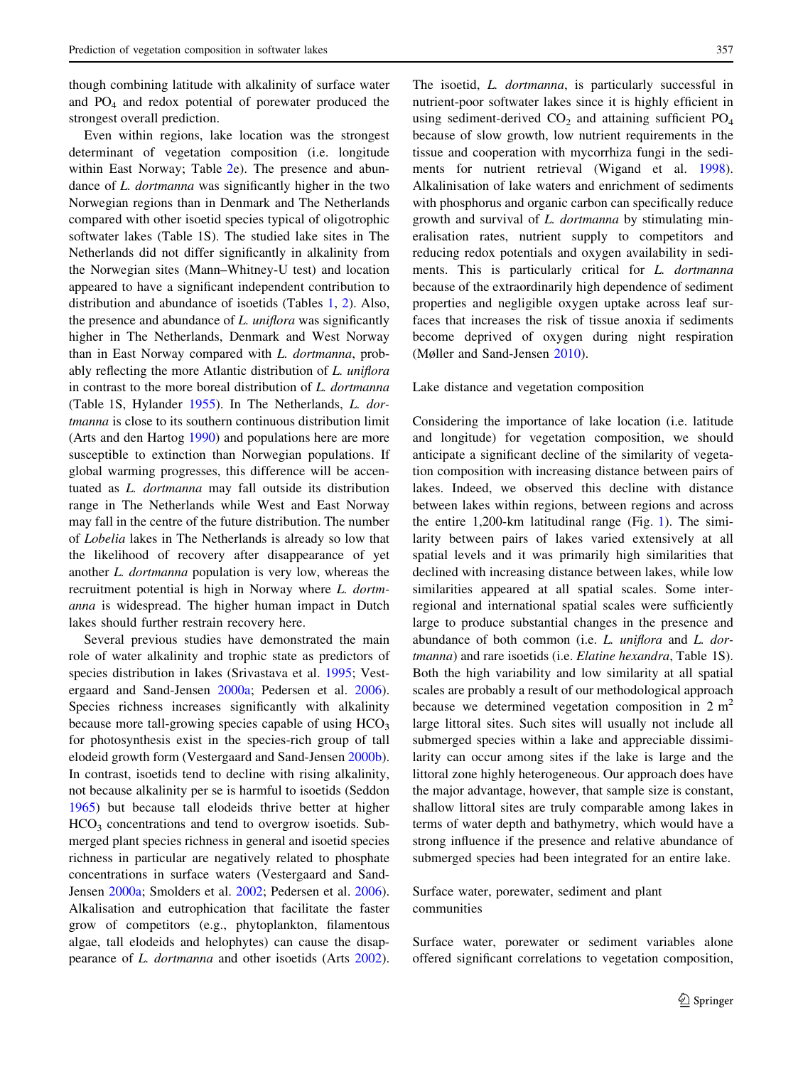though combining latitude with alkalinity of surface water and $PO_4$ and redox potential of porewater produced the strongest overall prediction.

Even within regions, lake location was the strongest determinant of vegetation composition (i.e. longitude within East Norway; Table 2e). The presence and abundance of *L. dortmanna* was significantly higher in the two Norwegian regions than in Denmark and The Netherlands compared with other isoetid species typical of oligotrophic softwater lakes (Table 1S). The studied lake sites in The Netherlands did not differ significantly in alkalinity from the Norwegian sites (Mann–Whitney-U test) and location appeared to have a significant independent contribution to distribution and abundance of isoetids (Tables 1, 2). Also, the presence and abundance of *L. uniflora* was significantly higher in The Netherlands, Denmark and West Norway than in East Norway compared with *L. dortmanna*, probably reflecting the more Atlantic distribution of *L. uniflora* in contrast to the more boreal distribution of *L. dortmanna* (Table 1S, Hylander 1955). In The Netherlands, *L. dortmanna* is close to its southern continuous distribution limit (Arts and den Hartog 1990) and populations here are more susceptible to extinction than Norwegian populations. If global warming progresses, this difference will be accentuated as *L. dortmanna* may fall outside its distribution range in The Netherlands while West and East Norway may fall in the centre of the future distribution. The number of *Lobelia* lakes in The Netherlands is already so low that the likelihood of recovery after disappearance of yet another *L. dortmanna* population is very low, whereas the recruitment potential is high in Norway where *L. dortmanna* is widespread. The higher human impact in Dutch lakes should further restrain recovery here.

Several previous studies have demonstrated the main role of water alkalinity and trophic state as predictors of species distribution in lakes (Srivastava et al. 1995; Vestergaard and Sand-Jensen 2000a; Pedersen et al. 2006). Species richness increases significantly with alkalinity because more tall-growing species capable of using $HCO_3$ for photosynthesis exist in the species-rich group of tall elodeid growth form (Vestergaard and Sand-Jensen 2000b). In contrast, isoetids tend to decline with rising alkalinity, not because alkalinity per se is harmful to isoetids (Seddon 1965) but because tall elodeids thrive better at higher $HCO_3$ concentrations and tend to overgrow isoetids. Submerged plant species richness in general and isoetid species richness in particular are negatively related to phosphate concentrations in surface waters (Vestergaard and Sand-Jensen 2000a; Smolders et al. 2002; Pedersen et al. 2006). Alkalisation and eutrophication that facilitate the faster grow of competitors (e.g., phytoplankton, filamentous algae, tall elodeids and helophytes) can cause the disappearance of *L. dortmanna* and other isoetids (Arts 2002). The isoetid, *L. dortmanna*, is particularly successful in nutrient-poor softwater lakes since it is highly efficient in using sediment-derived $CO_2$ and attaining sufficient $PO_4$ because of slow growth, low nutrient requirements in the tissue and cooperation with mycorrhiza fungi in the sediments for nutrient retrieval (Wigand et al. 1998). Alkalinisation of lake waters and enrichment of sediments with phosphorus and organic carbon can specifically reduce growth and survival of *L. dortmanna* by stimulating mineralisation rates, nutrient supply to competitors and reducing redox potentials and oxygen availability in sediments. This is particularly critical for *L. dortmanna* because of the extraordinarily high dependence of sediment properties and negligible oxygen uptake across leaf surfaces that increases the risk of tissue anoxia if sediments become deprived of oxygen during night respiration (Møller and Sand-Jensen 2010).

## Lake distance and vegetation composition

Considering the importance of lake location (i.e. latitude and longitude) for vegetation composition, we should anticipate a significant decline of the similarity of vegetation composition with increasing distance between pairs of lakes. Indeed, we observed this decline with distance between lakes within regions, between regions and across the entire 1,200-km latitudinal range (Fig. 1). The similarity between pairs of lakes varied extensively at all spatial levels and it was primarily high similarities that declined with increasing distance between lakes, while low similarities appeared at all spatial scales. Some inter-regional and international spatial scales were sufficiently large to produce substantial changes in the presence and abundance of both common (i.e. *L. uniflora* and *L. dortmanna*) and rare isoetids (i.e. *Elatine hexandra*, Table 1S). Both the high variability and low similarity at all spatial scales are probably a result of our methodological approach because we determined vegetation composition in 2 $m^2$ large littoral sites. Such sites will usually not include all submerged species within a lake and appreciable dissimilarity can occur among sites if the lake is large and the littoral zone highly heterogeneous. Our approach does have the major advantage, however, that sample size is constant, shallow littoral sites are truly comparable among lakes in terms of water depth and bathymetry, which would have a strong influence if the presence and relative abundance of submerged species had been integrated for an entire lake.

## Surface water, porewater, sediment and plant communities

Surface water, porewater or sediment variables alone offered significant correlations to vegetation composition,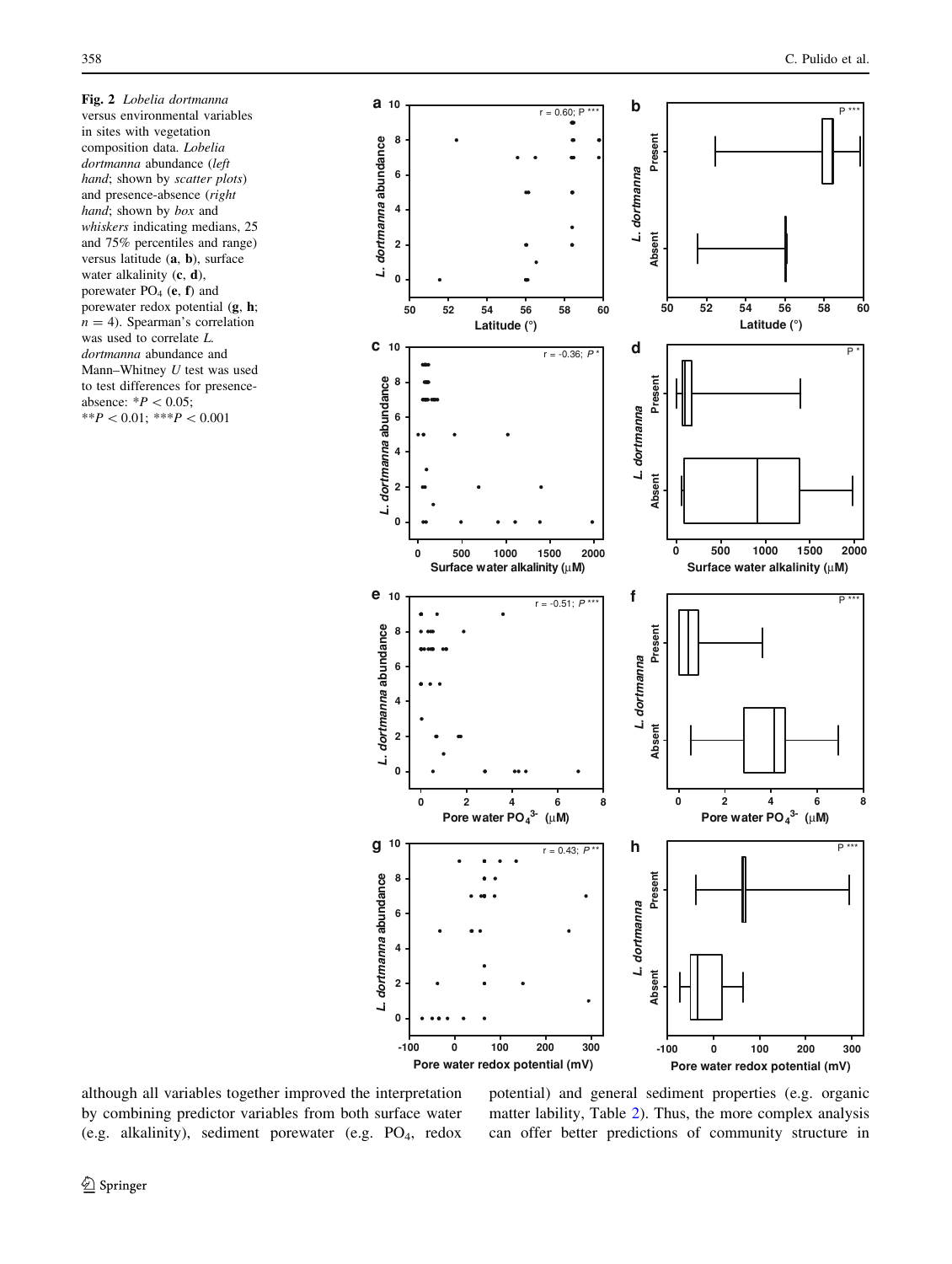**Fig. 2** *Lobelia dortmanna* versus environmental variables in sites with vegetation composition data. *Lobelia dortmanna* abundance (*left hand*; shown by *scatter plots*) and presence-absence (*right hand*; shown by *box* and *whiskers* indicating medians, 25 and 75% percentiles and range) versus latitude (**a**, **b**), surface water alkalinity (**c**, **d**), porewater $PO_4$ (**e**, **f**) and porewater redox potential (**g**, **h**; $n = 4$). Spearman's correlation was used to correlate *L. dortmanna* abundance and Mann–Whitney *U* test was used to test differences for presence-absence: $^{*}P < 0.05$; $^{**}P < 0.01$; $^{***}P < 0.001$

although all variables together improved the interpretation by combining predictor variables from both surface water (e.g. alkalinity), sediment porewater (e.g. $PO_4$, redox potential) and general sediment properties (e.g. organic matter lability, Table 2). Thus, the more complex analysis can offer better predictions of community structure in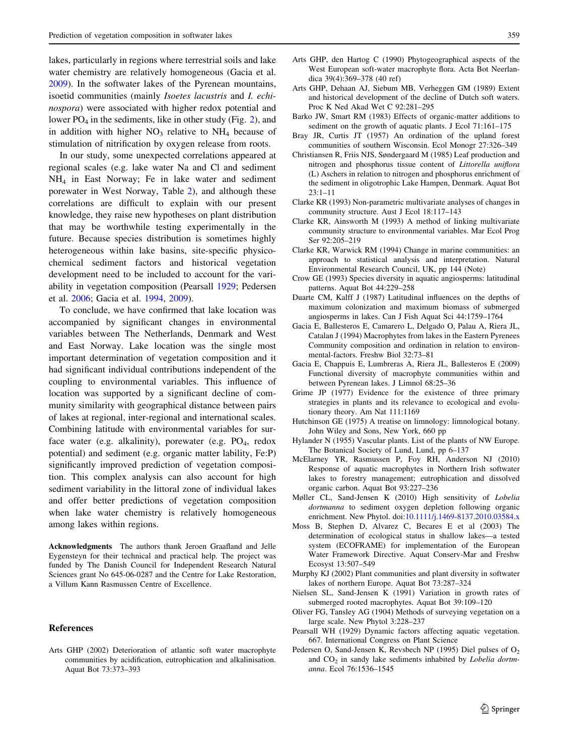lakes, particularly in regions where terrestrial soils and lake water chemistry are relatively homogeneous (Gacia et al. 2009). In the softwater lakes of the Pyrenean mountains, isoetid communities (mainly *Isoetes lacustris* and *I. echinospora*) were associated with higher redox potential and lower $PO_4$ in the sediments, like in other study (Fig. 2), and in addition with higher $NO_3$ relative to $NH_4$ because of stimulation of nitrification by oxygen release from roots.

In our study, some unexpected correlations appeared at regional scales (e.g. lake water Na and Cl and sediment $NH_4$ in East Norway; Fe in lake water and sediment porewater in West Norway, Table 2), and although these correlations are difficult to explain with our present knowledge, they raise new hypotheses on plant distribution that may be worthwhile testing experimentally in the future. Because species distribution is sometimes highly heterogeneous within lake basins, site-specific physico-chemical sediment factors and historical vegetation development need to be included to account for the variability in vegetation composition (Pearsall 1929; Pedersen et al. 2006; Gacia et al. 1994, 2009).

To conclude, we have confirmed that lake location was accompanied by significant changes in environmental variables between The Netherlands, Denmark and West and East Norway. Lake location was the single most important determination of vegetation composition and it had significant individual contributions independent of the coupling to environmental variables. This influence of location was supported by a significant decline of community similarity with geographical distance between pairs of lakes at regional, inter-regional and international scales. Combining latitude with environmental variables for surface water (e.g. alkalinity), porewater (e.g. $PO_4$, redox potential) and sediment (e.g. organic matter lability, Fe:P) significantly improved prediction of vegetation composition. This complex analysis can also account for high sediment variability in the littoral zone of individual lakes and offer better predictions of vegetation composition when lake water chemistry is relatively homogeneous among lakes within regions.

**Acknowledgments** The authors thank Jeroen Graafland and Jelle Eygensteyn for their technical and practical help. The project was funded by The Danish Council for Independent Research Natural Sciences grant No 645-06-0287 and the Centre for Lake Restoration, a Villum Kann Rasmussen Centre of Excellence.

## References

Arts GHP (2002) Deterioration of atlantic soft water macrophyte communities by acidification, eutrophication and alkalinisation. Aquat Bot 73:373–393

Arts GHP, den Hartog C (1990) Phytogeographical aspects of the West European soft-water macrophyte flora. Acta Bot Neerlandica 39(4):369–378 (40 ref)

Arts GHP, Dehaan AJ, Siebum MB, Verheggen GM (1989) Extent and historical development of the decline of Dutch soft waters. Proc K Ned Akad Wet C 92:281–295

Barko JW, Smart RM (1983) Effects of organic-matter additions to sediment on the growth of aquatic plants. J Ecol 71:161–175

Bray JR, Curtis JT (1957) An ordination of the upland forest communities of southern Wisconsin. Ecol Monogr 27:326–349

Christiansen R, Friis NJS, Søndergaard M (1985) Leaf production and nitrogen and phosphorus tissue content of *Littorella uniflora* (L) Aschers in relation to nitrogen and phosphorus enrichment of the sediment in oligotrophic Lake Hampen, Denmark. Aquat Bot 23:1–11

Clarke KR (1993) Non-parametric multivariate analyses of changes in community structure. Aust J Ecol 18:117–143

Clarke KR, Ainsworth M (1993) A method of linking multivariate community structure to environmental variables. Mar Ecol Prog Ser 92:205–219

Clarke KR, Warwick RM (1994) Change in marine communities: an approach to statistical analysis and interpretation. Natural Environmental Research Council, UK, pp 144 (Note)

Crow GE (1993) Species diversity in aquatic angiosperms: latitudinal patterns. Aquat Bot 44:229–258

Duarte CM, Kalff J (1987) Latitudinal influences on the depths of maximum colonization and maximum biomass of submerged angiosperms in lakes. Can J Fish Aquat Sci 44:1759–1764

Gacia E, Ballesteros E, Camarero L, Delgado O, Palau A, Riera JL, Catalan J (1994) Macrophytes from lakes in the Eastern Pyrenees Community composition and ordination in relation to environmental-factors. Freshw Biol 32:73–81

Gacia E, Chappuis E, Lumbreras A, Riera JL, Ballesteros E (2009) Functional diversity of macrophyte communities within and between Pyrenean lakes. J Limnol 68:25–36

Grime JP (1977) Evidence for the existence of three primary strategies in plants and its relevance to ecological and evolutionary theory. Am Nat 111:1169

Hutchinson GE (1975) A treatise on limnology: limnological botany. John Wiley and Sons, New York, 660 pp

Hylander N (1955) Vascular plants. List of the plants of NW Europe. The Botanical Society of Lund, Lund, pp 6–137

McElarney YR, Rasmussen P, Foy RH, Anderson NJ (2010) Response of aquatic macrophytes in Northern Irish softwater lakes to forestry management; eutrophication and dissolved organic carbon. Aquat Bot 93:227–236

Møller CL, Sand-Jensen K (2010) High sensitivity of *Lobelia dortmanna* to sediment oxygen depletion following organic enrichment. New Phytol. doi:10.1111/j.1469-8137.2010.03584.x

Moss B, Stephen D, Alvarez C, Becares E et al (2003) The determination of ecological status in shallow lakes—a tested system (ECOFRAME) for implementation of the European Water Framework Directive. Aquat Conserv-Mar and Freshw Ecosyst 13:507–549

Murphy KJ (2002) Plant communities and plant diversity in softwater lakes of northern Europe. Aquat Bot 73:287–324

Nielsen SL, Sand-Jensen K (1991) Variation in growth rates of submerged rooted macrophytes. Aquat Bot 39:109–120

Oliver FG, Tansley AG (1904) Methods of surveying vegetation on a large scale. New Phytol 3:228–237

Pearsall WH (1929) Dynamic factors affecting aquatic vegetation. 667. International Congress on Plant Science

Pedersen O, Sand-Jensen K, Revsbech NP (1995) Diel pulses of $O_2$ and $CO_2$ in sandy lake sediments inhabited by *Lobelia dortmanna*. Ecol 76:1536–1545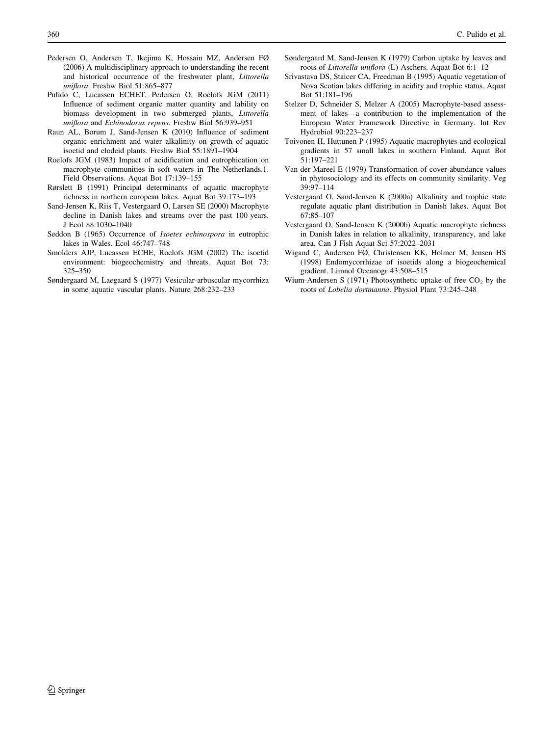Pedersen O, Andersen T, Ikejima K, Hossain MZ, Andersen FØ (2006) A multidisciplinary approach to understanding the recent and historical occurrence of the freshwater plant, *Littorella uniflora*. Freshw Biol 51:865–877

Pulido C, Lucassen ECHET, Pedersen O, Roelofs JGM (2011) Influence of sediment organic matter quantity and lability on biomass development in two submerged plants, *Littorella uniflora* and *Echinodorus repens*. Freshw Biol 56:939–951

Raun AL, Borum J, Sand-Jensen K (2010) Influence of sediment organic enrichment and water alkalinity on growth of aquatic isoetid and elodeid plants. Freshw Biol 55:1891–1904

Roelofs JGM (1983) Impact of acidification and eutrophication on macrophyte communities in soft waters in The Netherlands.1. Field Observations. Aquat Bot 17:139–155

Rørslett B (1991) Principal determinants of aquatic macrophyte richness in northern european lakes. Aquat Bot 39:173–193

Sand-Jensen K, Riis T, Vestergaard O, Larsen SE (2000) Macrophyte decline in Danish lakes and streams over the past 100 years. J Ecol 88:1030–1040

Seddon B (1965) Occurrence of *Isoetes echinospora* in eutrophic lakes in Wales. Ecol 46:747–748

Smolders AJP, Lucassen ECHE, Roelofs JGM (2002) The isoetid environment: biogeochemistry and threats. Aquat Bot 73: 325–350

Søndergaard M, Laegaard S (1977) Vesicular-arbuscular mycorrhiza in some aquatic vascular plants. Nature 268:232–233

Søndergaard M, Sand-Jensen K (1979) Carbon uptake by leaves and roots of *Littorella uniflora* (L) Aschers. Aquat Bot 6:1–12

Srivastava DS, Staicer CA, Freedman B (1995) Aquatic vegetation of Nova Scotian lakes differing in acidity and trophic status. Aquat Bot 51:181–196

Stelzer D, Schneider S, Melzer A (2005) Macrophyte-based assessment of lakes—a contribution to the implementation of the European Water Framework Directive in Germany. Int Rev Hydrobiol 90:223–237

Toivonen H, Huttunen P (1995) Aquatic macrophytes and ecological gradients in 57 small lakes in southern Finland. Aquat Bot 51:197–221

Van der Mareel E (1979) Transformation of cover-abundance values in phytosociology and its effects on community similarity. Veg 39:97–114

Vestergaard O, Sand-Jensen K (2000a) Alkalinity and trophic state regulate aquatic plant distribution in Danish lakes. Aquat Bot 67:85–107

Vestergaard O, Sand-Jensen K (2000b) Aquatic macrophyte richness in Danish lakes in relation to alkalinity, transparency, and lake area. Can J Fish Aquat Sci 57:2022–2031

Wigand C, Andersen FØ, Christensen KK, Holmer M, Jensen HS (1998) Endomycorrhizae of isoetids along a biogeochemical gradient. Limnol Oceanogr 43:508–515

Wium-Andersen S (1971) Photosynthetic uptake of free $CO_2$ by the roots of *Lobelia dortmanna*. Physiol Plant 73:245–248